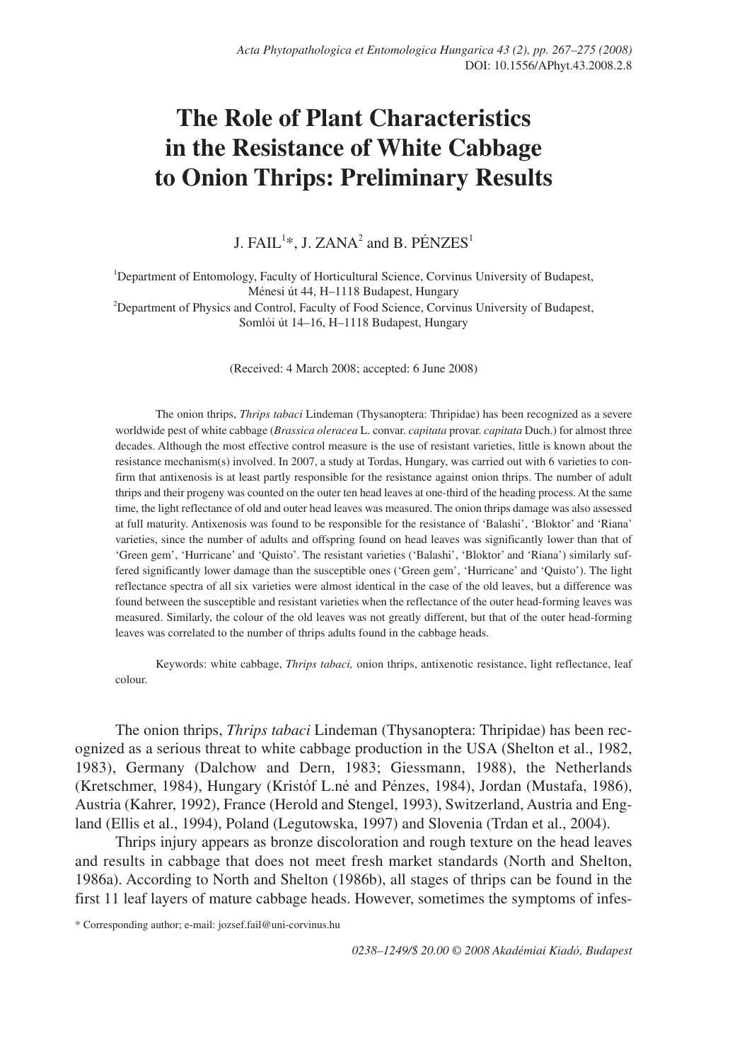# The Role of Plant Characteristics in the Resistance of White Cabbage to Onion Thrips: Preliminary Results

J. FAIL[1]*, J. ZANA[2] and B. PÉNZES[1]

[1]Department of Entomology, Faculty of Horticultural Science, Corvinus University of Budapest, Ménesi út 44, H–1118 Budapest, Hungary
[2]Department of Physics and Control, Faculty of Food Science, Corvinus University of Budapest, Somlói út 14–16, H–1118 Budapest, Hungary

(Received: 4 March 2008; accepted: 6 June 2008)

The onion thrips, *Thrips tabaci* Lindeman (Thysanoptera: Thripidae) has been recognized as a severe worldwide pest of white cabbage (*Brassica oleracea* L. convar. *capitata* provar. *capitata* Duch.) for almost three decades. Although the most effective control measure is the use of resistant varieties, little is known about the resistance mechanism(s) involved. In 2007, a study at Tordas, Hungary, was carried out with 6 varieties to confirm that antixenosis is at least partly responsible for the resistance against onion thrips. The number of adult thrips and their progeny was counted on the outer ten head leaves at one-third of the heading process. At the same time, the light reflectance of old and outer head leaves was measured. The onion thrips damage was also assessed at full maturity. Antixenosis was found to be responsible for the resistance of 'Balashi', 'Bloktor' and 'Riana' varieties, since the number of adults and offspring found on head leaves was significantly lower than that of 'Green gem', 'Hurricane' and 'Quisto'. The resistant varieties ('Balashi', 'Bloktor' and 'Riana') similarly suffered significantly lower damage than the susceptible ones ('Green gem', 'Hurricane' and 'Quisto'). The light reflectance spectra of all six varieties were almost identical in the case of the old leaves, but a difference was found between the susceptible and resistant varieties when the reflectance of the outer head-forming leaves was measured. Similarly, the colour of the old leaves was not greatly different, but that of the outer head-forming leaves was correlated to the number of thrips adults found in the cabbage heads.

Keywords: white cabbage, *Thrips tabaci,* onion thrips, antixenotic resistance, light reflectance, leaf colour.

The onion thrips, *Thrips tabaci* Lindeman (Thysanoptera: Thripidae) has been recognized as a serious threat to white cabbage production in the USA (Shelton et al., 1982, 1983), Germany (Dalchow and Dern, 1983; Giessmann, 1988), the Netherlands (Kretschmer, 1984), Hungary (Kristóf L.né and Pénzes, 1984), Jordan (Mustafa, 1986), Austria (Kahrer, 1992), France (Herold and Stengel, 1993), Switzerland, Austria and England (Ellis et al., 1994), Poland (Legutowska, 1997) and Slovenia (Trdan et al., 2004).

Thrips injury appears as bronze discoloration and rough texture on the head leaves and results in cabbage that does not meet fresh market standards (North and Shelton, 1986a). According to North and Shelton (1986b), all stages of thrips can be found in the first 11 leaf layers of mature cabbage heads. However, sometimes the symptoms of infes-

\* Corresponding author; e-mail: jozsef.fail@uni-corvinus.hu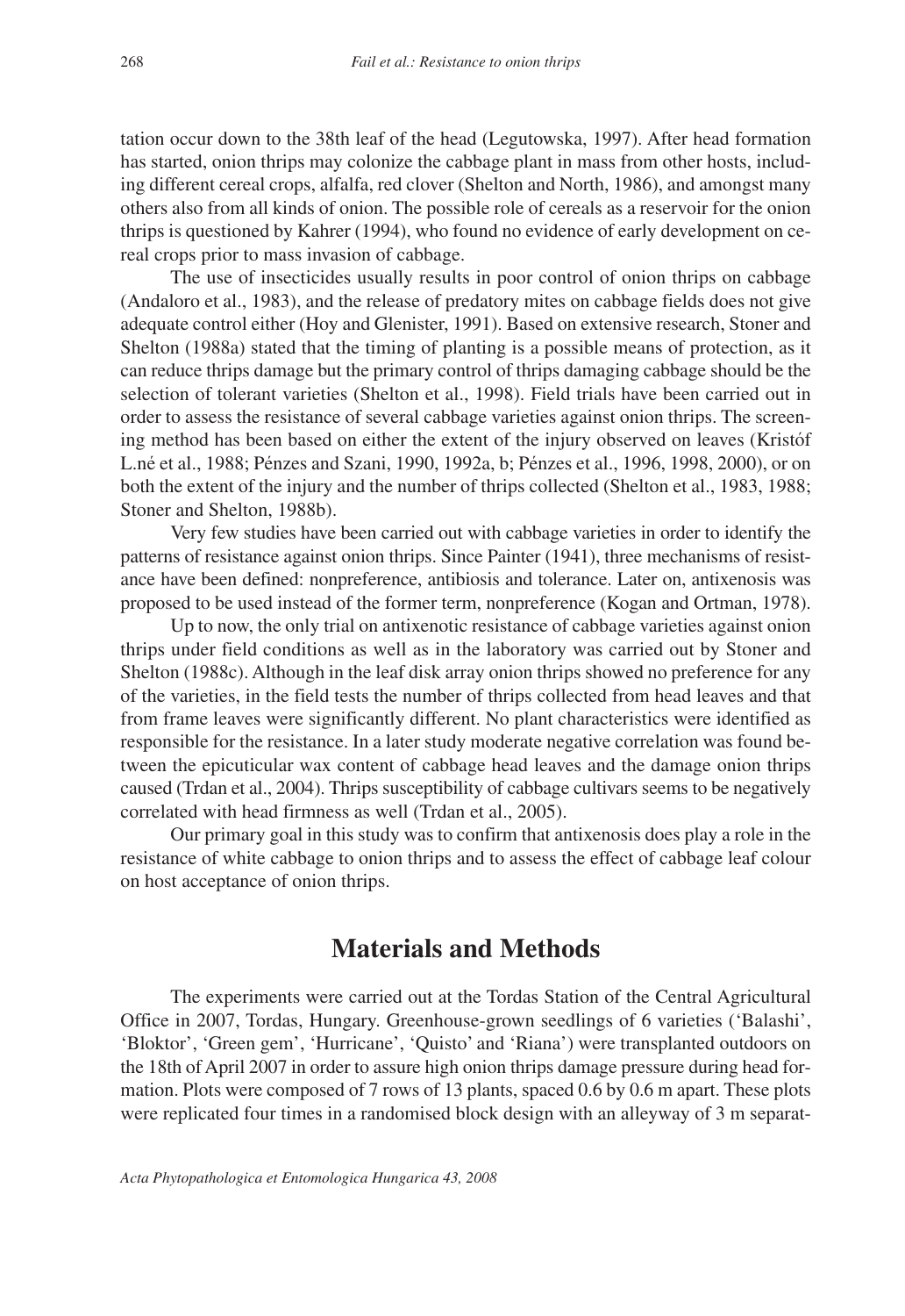tation occur down to the 38th leaf of the head (Legutowska, 1997). After head formation has started, onion thrips may colonize the cabbage plant in mass from other hosts, including different cereal crops, alfalfa, red clover (Shelton and North, 1986), and amongst many others also from all kinds of onion. The possible role of cereals as a reservoir for the onion thrips is questioned by Kahrer (1994), who found no evidence of early development on cereal crops prior to mass invasion of cabbage.

The use of insecticides usually results in poor control of onion thrips on cabbage (Andaloro et al., 1983), and the release of predatory mites on cabbage fields does not give adequate control either (Hoy and Glenister, 1991). Based on extensive research, Stoner and Shelton (1988a) stated that the timing of planting is a possible means of protection, as it can reduce thrips damage but the primary control of thrips damaging cabbage should be the selection of tolerant varieties (Shelton et al., 1998). Field trials have been carried out in order to assess the resistance of several cabbage varieties against onion thrips. The screening method has been based on either the extent of the injury observed on leaves (Kristóf L.né et al., 1988; Pénzes and Szani, 1990, 1992a, b; Pénzes et al., 1996, 1998, 2000), or on both the extent of the injury and the number of thrips collected (Shelton et al., 1983, 1988; Stoner and Shelton, 1988b).

Very few studies have been carried out with cabbage varieties in order to identify the patterns of resistance against onion thrips. Since Painter (1941), three mechanisms of resistance have been defined: nonpreference, antibiosis and tolerance. Later on, antixenosis was proposed to be used instead of the former term, nonpreference (Kogan and Ortman, 1978).

Up to now, the only trial on antixenotic resistance of cabbage varieties against onion thrips under field conditions as well as in the laboratory was carried out by Stoner and Shelton (1988c). Although in the leaf disk array onion thrips showed no preference for any of the varieties, in the field tests the number of thrips collected from head leaves and that from frame leaves were significantly different. No plant characteristics were identified as responsible for the resistance. In a later study moderate negative correlation was found between the epicuticular wax content of cabbage head leaves and the damage onion thrips caused (Trdan et al., 2004). Thrips susceptibility of cabbage cultivars seems to be negatively correlated with head firmness as well (Trdan et al., 2005).

Our primary goal in this study was to confirm that antixenosis does play a role in the resistance of white cabbage to onion thrips and to assess the effect of cabbage leaf colour on host acceptance of onion thrips.

## Materials and Methods

The experiments were carried out at the Tordas Station of the Central Agricultural Office in 2007, Tordas, Hungary. Greenhouse-grown seedlings of 6 varieties ('Balashi', 'Bloktor', 'Green gem', 'Hurricane', 'Quisto' and 'Riana') were transplanted outdoors on the 18th of April 2007 in order to assure high onion thrips damage pressure during head formation. Plots were composed of 7 rows of 13 plants, spaced 0.6 by 0.6 m apart. These plots were replicated four times in a randomised block design with an alleyway of 3 m separat-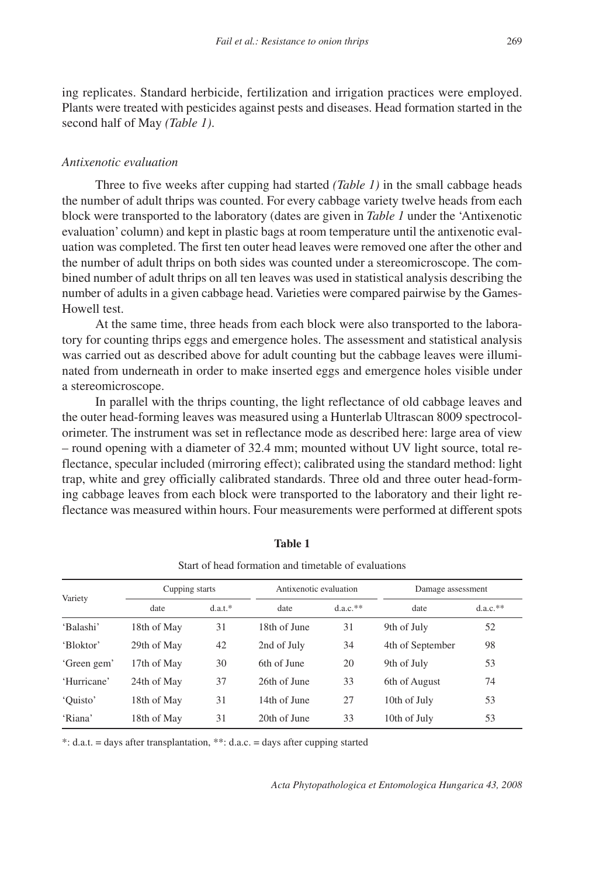ing replicates. Standard herbicide, fertilization and irrigation practices were employed. Plants were treated with pesticides against pests and diseases. Head formation started in the second half of May *(Table 1)*.

### *Antixenotic evaluation*

Three to five weeks after cupping had started *(Table 1)* in the small cabbage heads the number of adult thrips was counted. For every cabbage variety twelve heads from each block were transported to the laboratory (dates are given in *Table 1* under the 'Antixenotic evaluation' column) and kept in plastic bags at room temperature until the antixenotic evaluation was completed. The first ten outer head leaves were removed one after the other and the number of adult thrips on both sides was counted under a stereomicroscope. The combined number of adult thrips on all ten leaves was used in statistical analysis describing the number of adults in a given cabbage head. Varieties were compared pairwise by the Games-Howell test.

At the same time, three heads from each block were also transported to the laboratory for counting thrips eggs and emergence holes. The assessment and statistical analysis was carried out as described above for adult counting but the cabbage leaves were illuminated from underneath in order to make inserted eggs and emergence holes visible under a stereomicroscope.

In parallel with the thrips counting, the light reflectance of old cabbage leaves and the outer head-forming leaves was measured using a Hunterlab Ultrascan 8009 spectrocolorimeter. The instrument was set in reflectance mode as described here: large area of view – round opening with a diameter of 32.4 mm; mounted without UV light source, total reflectance, specular included (mirroring effect); calibrated using the standard method: light trap, white and grey officially calibrated standards. Three old and three outer head-forming cabbage leaves from each block were transported to the laboratory and their light reflectance was measured within hours. Four measurements were performed at different spots

**Table 1**

Start of head formation and timetable of evaluations

| Variety | Cupping starts | | Antixenotic evaluation | | Damage assessment | |
|---|---|---|---|---|---|---|
| | date | d.a.t.* | date | d.a.c.** | date | d.a.c.** |
| 'Balashi' | 18th of May | 31 | 18th of June | 31 | 9th of July | 52 |
| 'Bloktor' | 29th of May | 42 | 2nd of July | 34 | 4th of September | 98 |
| 'Green gem' | 17th of May | 30 | 6th of June | 20 | 9th of July | 53 |
| 'Hurricane' | 24th of May | 37 | 26th of June | 33 | 6th of August | 74 |
| 'Quisto' | 18th of May | 31 | 14th of June | 27 | 10th of July | 53 |
| 'Riana' | 18th of May | 31 | 20th of June | 33 | 10th of July | 53 |

*: d.a.t. = days after transplantation, **: d.a.c. = days after cupping started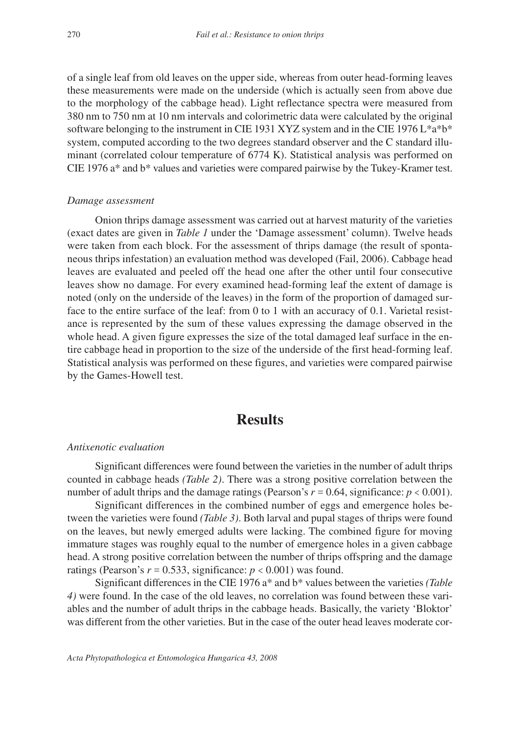of a single leaf from old leaves on the upper side, whereas from outer head-forming leaves these measurements were made on the underside (which is actually seen from above due to the morphology of the cabbage head). Light reflectance spectra were measured from 380 nm to 750 nm at 10 nm intervals and colorimetric data were calculated by the original software belonging to the instrument in CIE 1931 XYZ system and in the CIE 1976 L*a*b* system, computed according to the two degrees standard observer and the C standard illuminant (correlated colour temperature of 6774 K). Statistical analysis was performed on CIE 1976 a* and b* values and varieties were compared pairwise by the Tukey-Kramer test.

### *Damage assessment*

Onion thrips damage assessment was carried out at harvest maturity of the varieties (exact dates are given in *Table 1* under the 'Damage assessment' column). Twelve heads were taken from each block. For the assessment of thrips damage (the result of spontaneous thrips infestation) an evaluation method was developed (Fail, 2006). Cabbage head leaves are evaluated and peeled off the head one after the other until four consecutive leaves show no damage. For every examined head-forming leaf the extent of damage is noted (only on the underside of the leaves) in the form of the proportion of damaged surface to the entire surface of the leaf: from 0 to 1 with an accuracy of 0.1. Varietal resistance is represented by the sum of these values expressing the damage observed in the whole head. A given figure expresses the size of the total damaged leaf surface in the entire cabbage head in proportion to the size of the underside of the first head-forming leaf. Statistical analysis was performed on these figures, and varieties were compared pairwise by the Games-Howell test.

## Results

### *Antixenotic evaluation*

Significant differences were found between the varieties in the number of adult thrips counted in cabbage heads *(Table 2)*. There was a strong positive correlation between the number of adult thrips and the damage ratings (Pearson's $r = 0.64$, significance: $p < 0.001$).

Significant differences in the combined number of eggs and emergence holes between the varieties were found *(Table 3)*. Both larval and pupal stages of thrips were found on the leaves, but newly emerged adults were lacking. The combined figure for moving immature stages was roughly equal to the number of emergence holes in a given cabbage head. A strong positive correlation between the number of thrips offspring and the damage ratings (Pearson's $r = 0.533$, significance: $p < 0.001$) was found.

Significant differences in the CIE 1976 a* and b* values between the varieties *(Table 4)* were found. In the case of the old leaves, no correlation was found between these variables and the number of adult thrips in the cabbage heads. Basically, the variety 'Bloktor' was different from the other varieties. But in the case of the outer head leaves moderate cor-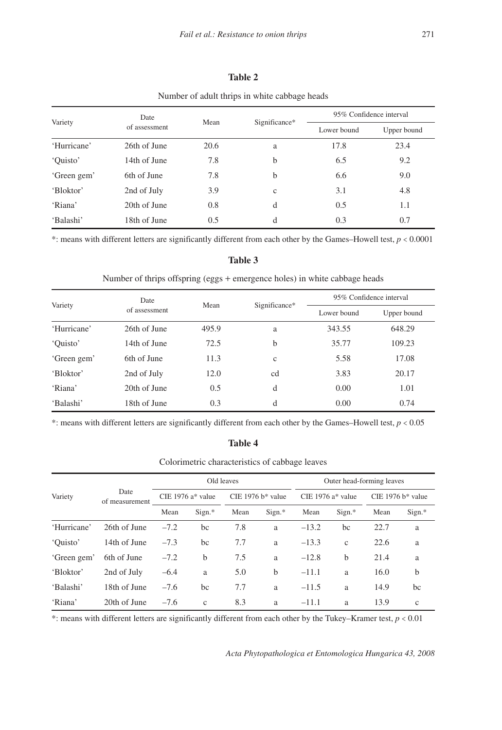**Table 2**

Number of adult thrips in white cabbage heads

| Variety | Date of assessment | Mean | Significance* | 95% Confidence interval | |
|---|---|---|---|---|---|
| | | | | Lower bound | Upper bound |
| 'Hurricane' | 26th of June | 20.6 | a | 17.8 | 23.4 |
| 'Quisto' | 14th of June | 7.8 | b | 6.5 | 9.2 |
| 'Green gem' | 6th of June | 7.8 | b | 6.6 | 9.0 |
| 'Bloktor' | 2nd of July | 3.9 | c | 3.1 | 4.8 |
| 'Riana' | 20th of June | 0.8 | d | 0.5 | 1.1 |
| 'Balashi' | 18th of June | 0.5 | d | 0.3 | 0.7 |

*: means with different letters are significantly different from each other by the Games–Howell test, $p < 0.0001$

**Table 3**

Number of thrips offspring (eggs + emergence holes) in white cabbage heads

| Variety | Date of assessment | Mean | Significance* | 95% Confidence interval | |
|---|---|---|---|---|---|
| | | | | Lower bound | Upper bound |
| 'Hurricane' | 26th of June | 495.9 | a | 343.55 | 648.29 |
| 'Quisto' | 14th of June | 72.5 | b | 35.77 | 109.23 |
| 'Green gem' | 6th of June | 11.3 | c | 5.58 | 17.08 |
| 'Bloktor' | 2nd of July | 12.0 | cd | 3.83 | 20.17 |
| 'Riana' | 20th of June | 0.5 | d | 0.00 | 1.01 |
| 'Balashi' | 18th of June | 0.3 | d | 0.00 | 0.74 |

*: means with different letters are significantly different from each other by the Games–Howell test, $p < 0.05$

**Table 4**

Colorimetric characteristics of cabbage leaves

| Variety | Date of measurement | Old leaves | | | | Outer head-forming leaves | | | |
|---|---|---|---|---|---|---|---|---|---|
| | | CIE 1976 a* value | | CIE 1976 b* value | | CIE 1976 a* value | | CIE 1976 b* value | |
| | | Mean | Sign.* | Mean | Sign.* | Mean | Sign.* | Mean | Sign.* |
| 'Hurricane' | 26th of June | –7.2 | bc | 7.8 | a | –13.2 | bc | 22.7 | a |
| 'Quisto' | 14th of June | –7.3 | bc | 7.7 | a | –13.3 | c | 22.6 | a |
| 'Green gem' | 6th of June | –7.2 | b | 7.5 | a | –12.8 | b | 21.4 | a |
| 'Bloktor' | 2nd of July | –6.4 | a | 5.0 | b | –11.1 | a | 16.0 | b |
| 'Balashi' | 18th of June | –7.6 | bc | 7.7 | a | –11.5 | a | 14.9 | bc |
| 'Riana' | 20th of June | –7.6 | c | 8.3 | a | –11.1 | a | 13.9 | c |

*: means with different letters are significantly different from each other by the Tukey–Kramer test, $p < 0.01$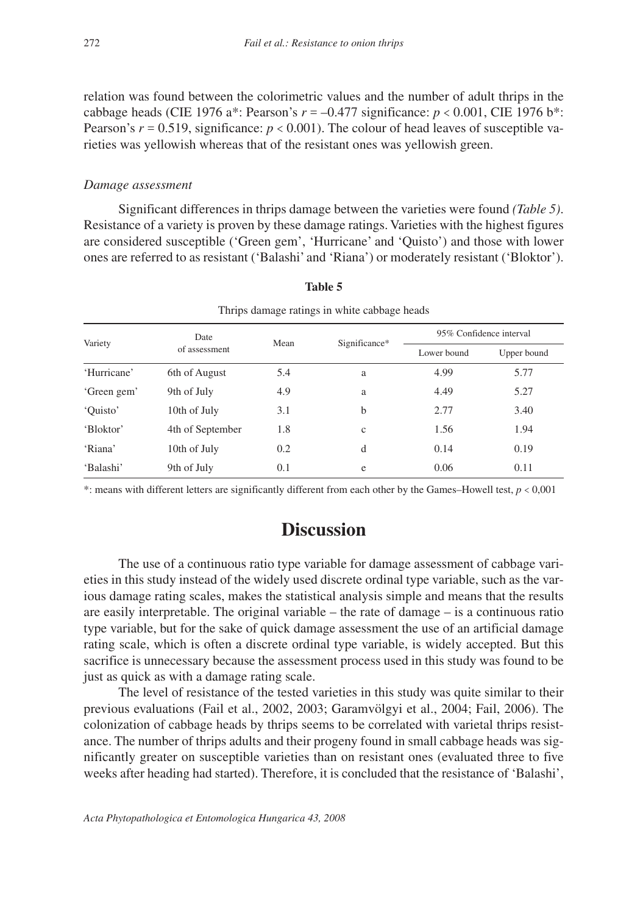relation was found between the colorimetric values and the number of adult thrips in the cabbage heads (CIE 1976 a*: Pearson's $r = -0.477$ significance: $p < 0.001$, CIE 1976 b*: Pearson's $r = 0.519$, significance: $p < 0.001$). The colour of head leaves of susceptible varieties was yellowish whereas that of the resistant ones was yellowish green.

### *Damage assessment*

Significant differences in thrips damage between the varieties were found *(Table 5)*. Resistance of a variety is proven by these damage ratings. Varieties with the highest figures are considered susceptible ('Green gem', 'Hurricane' and 'Quisto') and those with lower ones are referred to as resistant ('Balashi' and 'Riana') or moderately resistant ('Bloktor').

**Table 5**

Thrips damage ratings in white cabbage heads

| Variety | Date of assessment | Mean | Significance* | 95% Confidence interval | |
|---|---|---|---|---|---|
| | | | | Lower bound | Upper bound |
| 'Hurricane' | 6th of August | 5.4 | a | 4.99 | 5.77 |
| 'Green gem' | 9th of July | 4.9 | a | 4.49 | 5.27 |
| 'Quisto' | 10th of July | 3.1 | b | 2.77 | 3.40 |
| 'Bloktor' | 4th of September | 1.8 | c | 1.56 | 1.94 |
| 'Riana' | 10th of July | 0.2 | d | 0.14 | 0.19 |
| 'Balashi' | 9th of July | 0.1 | e | 0.06 | 0.11 |

*: means with different letters are significantly different from each other by the Games–Howell test, $p < 0{,}001$

## Discussion

The use of a continuous ratio type variable for damage assessment of cabbage varieties in this study instead of the widely used discrete ordinal type variable, such as the various damage rating scales, makes the statistical analysis simple and means that the results are easily interpretable. The original variable – the rate of damage – is a continuous ratio type variable, but for the sake of quick damage assessment the use of an artificial damage rating scale, which is often a discrete ordinal type variable, is widely accepted. But this sacrifice is unnecessary because the assessment process used in this study was found to be just as quick as with a damage rating scale.

The level of resistance of the tested varieties in this study was quite similar to their previous evaluations (Fail et al., 2002, 2003; Garamvölgyi et al., 2004; Fail, 2006). The colonization of cabbage heads by thrips seems to be correlated with varietal thrips resistance. The number of thrips adults and their progeny found in small cabbage heads was significantly greater on susceptible varieties than on resistant ones (evaluated three to five weeks after heading had started). Therefore, it is concluded that the resistance of 'Balashi',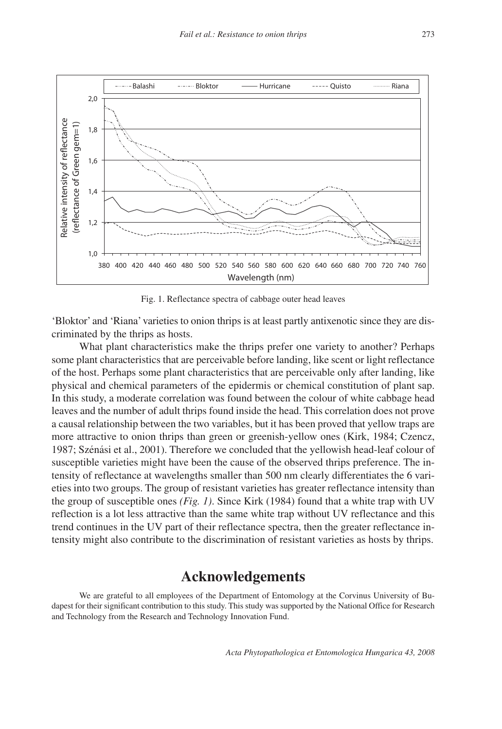Fig. 1. Reflectance spectra of cabbage outer head leaves

'Bloktor' and 'Riana' varieties to onion thrips is at least partly antixenotic since they are discriminated by the thrips as hosts.

What plant characteristics make the thrips prefer one variety to another? Perhaps some plant characteristics that are perceivable before landing, like scent or light reflectance of the host. Perhaps some plant characteristics that are perceivable only after landing, like physical and chemical parameters of the epidermis or chemical constitution of plant sap. In this study, a moderate correlation was found between the colour of white cabbage head leaves and the number of adult thrips found inside the head. This correlation does not prove a causal relationship between the two variables, but it has been proved that yellow traps are more attractive to onion thrips than green or greenish-yellow ones (Kirk, 1984; Czencz, 1987; Szénási et al., 2001). Therefore we concluded that the yellowish head-leaf colour of susceptible varieties might have been the cause of the observed thrips preference. The intensity of reflectance at wavelengths smaller than 500 nm clearly differentiates the 6 varieties into two groups. The group of resistant varieties has greater reflectance intensity than the group of susceptible ones *(Fig. 1)*. Since Kirk (1984) found that a white trap with UV reflection is a lot less attractive than the same white trap without UV reflectance and this trend continues in the UV part of their reflectance spectra, then the greater reflectance intensity might also contribute to the discrimination of resistant varieties as hosts by thrips.

# Acknowledgements

We are grateful to all employees of the Department of Entomology at the Corvinus University of Budapest for their significant contribution to this study. This study was supported by the National Office for Research and Technology from the Research and Technology Innovation Fund.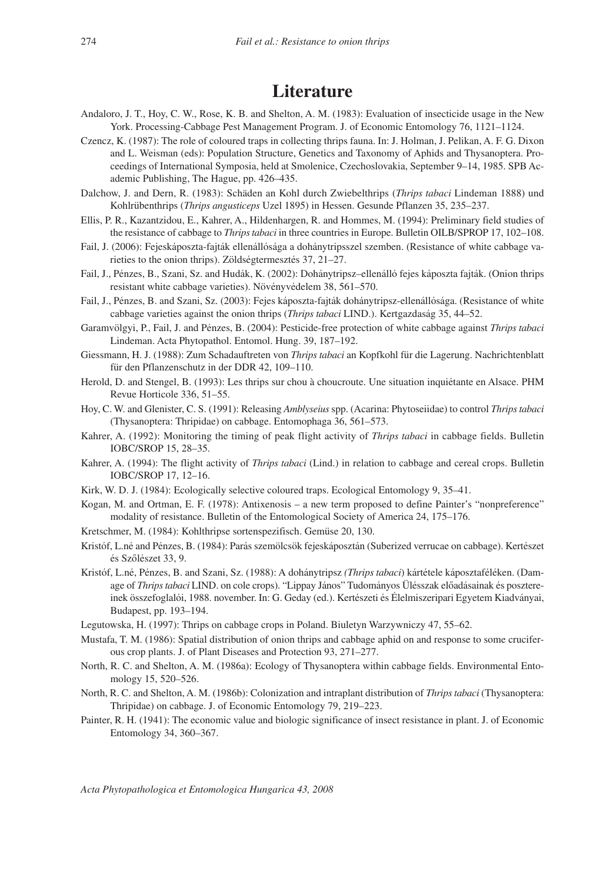# Literature

Andaloro, J. T., Hoy, C. W., Rose, K. B. and Shelton, A. M. (1983): Evaluation of insecticide usage in the New York. Processing-Cabbage Pest Management Program. J. of Economic Entomology 76, 1121–1124.

Czencz, K. (1987): The role of coloured traps in collecting thrips fauna. In: J. Holman, J. Pelikan, A. F. G. Dixon and L. Weisman (eds): Population Structure, Genetics and Taxonomy of Aphids and Thysanoptera. Proceedings of International Symposia, held at Smolenice, Czechoslovakia, September 9–14, 1985. SPB Academic Publishing, The Hague, pp. 426–435.

Dalchow, J. and Dern, R. (1983): Schäden an Kohl durch Zwiebelthrips (*Thrips tabaci* Lindeman 1888) und Kohlrübenthrips (*Thrips angusticeps* Uzel 1895) in Hessen. Gesunde Pflanzen 35, 235–237.

Ellis, P. R., Kazantzidou, E., Kahrer, A., Hildenhargen, R. and Hommes, M. (1994): Preliminary field studies of the resistance of cabbage to *Thrips tabaci* in three countries in Europe. Bulletin OILB/SPROP 17, 102–108.

Fail, J. (2006): Fejeskáposzta-fajták ellenállósága a dohánytripsszel szemben. (Resistance of white cabbage varieties to the onion thrips). Zöldségtermesztés 37, 21–27.

Fail, J., Pénzes, B., Szani, Sz. and Hudák, K. (2002): Dohánytripsz–ellenálló fejes káposzta fajták. (Onion thrips resistant white cabbage varieties). Növényvédelem 38, 561–570.

Fail, J., Pénzes, B. and Szani, Sz. (2003): Fejes káposzta-fajták dohánytripsz-ellenállósága. (Resistance of white cabbage varieties against the onion thrips (*Thrips tabaci* LIND.). Kertgazdaság 35, 44–52.

Garamvölgyi, P., Fail, J. and Pénzes, B. (2004): Pesticide-free protection of white cabbage against *Thrips tabaci* Lindeman. Acta Phytopathol. Entomol. Hung. 39, 187–192.

Giessmann, H. J. (1988): Zum Schadauftreten von *Thrips tabaci* an Kopfkohl für die Lagerung. Nachrichtenblatt für den Pflanzenschutz in der DDR 42, 109–110.

Herold, D. and Stengel, B. (1993): Les thrips sur chou à choucroute. Une situation inquiétante en Alsace. PHM Revue Horticole 336, 51–55.

Hoy, C. W. and Glenister, C. S. (1991): Releasing *Amblyseius* spp. (Acarina: Phytoseiidae) to control *Thrips tabaci* (Thysanoptera: Thripidae) on cabbage. Entomophaga 36, 561–573.

Kahrer, A. (1992): Monitoring the timing of peak flight activity of *Thrips tabaci* in cabbage fields. Bulletin IOBC/SROP 15, 28–35.

Kahrer, A. (1994): The flight activity of *Thrips tabaci* (Lind.) in relation to cabbage and cereal crops. Bulletin IOBC/SROP 17, 12–16.

Kirk, W. D. J. (1984): Ecologically selective coloured traps. Ecological Entomology 9, 35–41.

Kogan, M. and Ortman, E. F. (1978): Antixenosis – a new term proposed to define Painter's "nonpreference" modality of resistance. Bulletin of the Entomological Society of America 24, 175–176.

Kretschmer, M. (1984): Kohlthripse sortenspezifisch. Gemüse 20, 130.

Kristóf, L.né and Pénzes, B. (1984): Parás szemölcsök fejeskáposztán (Suberized verrucae on cabbage). Kertészet és Szőlészet 33, 9.

Kristóf, L.né, Pénzes, B. and Szani, Sz. (1988): A dohánytripsz *(Thrips tabaci*) kártétele káposztaféléken. (Damage of *Thrips tabaci* LIND. on cole crops). "Lippay János" Tudományos Ülésszak előadásainak és posztereinek összefoglalói, 1988. november. In: G. Geday (ed.). Kertészeti és Élelmiszeripari Egyetem Kiadványai, Budapest, pp. 193–194.

Legutowska, H. (1997): Thrips on cabbage crops in Poland. Biuletyn Warzywniczy 47, 55–62.

Mustafa, T. M. (1986): Spatial distribution of onion thrips and cabbage aphid on and response to some cruciferous crop plants. J. of Plant Diseases and Protection 93, 271–277.

North, R. C. and Shelton, A. M. (1986a): Ecology of Thysanoptera within cabbage fields. Environmental Entomology 15, 520–526.

North, R. C. and Shelton, A. M. (1986b): Colonization and intraplant distribution of *Thrips tabaci* (Thysanoptera: Thripidae) on cabbage. J. of Economic Entomology 79, 219–223.

Painter, R. H. (1941): The economic value and biologic significance of insect resistance in plant. J. of Economic Entomology 34, 360–367.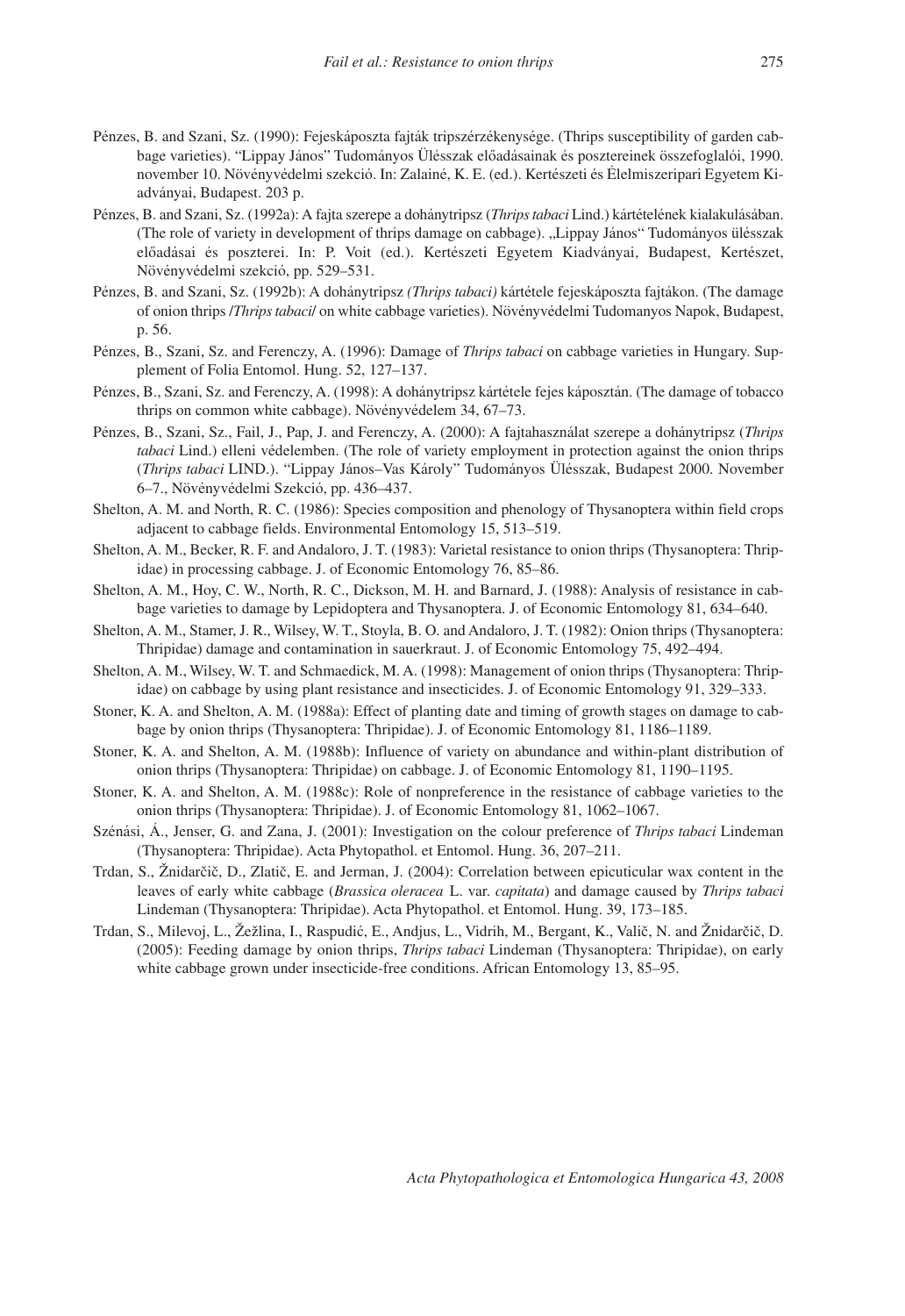Pénzes, B. and Szani, Sz. (1990): Fejeskáposzta fajták tripszérzékenysége. (Thrips susceptibility of garden cabbage varieties). "Lippay János" Tudományos Ülésszak előadásainak és posztereinek összefoglalói, 1990. november 10. Növényvédelmi szekció. In: Zalainé, K. E. (ed.). Kertészeti és Élelmiszeripari Egyetem Kiadványai, Budapest. 203 p.

Pénzes, B. and Szani, Sz. (1992a): A fajta szerepe a dohánytripsz (*Thrips tabaci* Lind.) kártételének kialakulásában. (The role of variety in development of thrips damage on cabbage). „Lippay János" Tudományos ülésszak előadásai és poszterei. In: P. Voit (ed.). Kertészeti Egyetem Kiadványai, Budapest, Kertészet, Növényvédelmi szekció, pp. 529–531.

Pénzes, B. and Szani, Sz. (1992b): A dohánytripsz *(Thrips tabaci)* kártétele fejeskáposzta fajtákon. (The damage of onion thrips /*Thrips tabaci*/ on white cabbage varieties). Növényvédelmi Tudomanyos Napok, Budapest, p. 56.

Pénzes, B., Szani, Sz. and Ferenczy, A. (1996): Damage of *Thrips tabaci* on cabbage varieties in Hungary. Supplement of Folia Entomol. Hung. 52, 127–137.

Pénzes, B., Szani, Sz. and Ferenczy, A. (1998): A dohánytripsz kártétele fejes káposztán. (The damage of tobacco thrips on common white cabbage). Növényvédelem 34, 67–73.

Pénzes, B., Szani, Sz., Fail, J., Pap, J. and Ferenczy, A. (2000): A fajtahasználat szerepe a dohánytripsz (*Thrips tabaci* Lind.) elleni védelemben. (The role of variety employment in protection against the onion thrips (*Thrips tabaci* LIND.). "Lippay János–Vas Károly" Tudományos Ülésszak, Budapest 2000. November 6–7., Növényvédelmi Szekció, pp. 436–437.

Shelton, A. M. and North, R. C. (1986): Species composition and phenology of Thysanoptera within field crops adjacent to cabbage fields. Environmental Entomology 15, 513–519.

Shelton, A. M., Becker, R. F. and Andaloro, J. T. (1983): Varietal resistance to onion thrips (Thysanoptera: Thripidae) in processing cabbage. J. of Economic Entomology 76, 85–86.

Shelton, A. M., Hoy, C. W., North, R. C., Dickson, M. H. and Barnard, J. (1988): Analysis of resistance in cabbage varieties to damage by Lepidoptera and Thysanoptera. J. of Economic Entomology 81, 634–640.

Shelton, A. M., Stamer, J. R., Wilsey, W. T., Stoyla, B. O. and Andaloro, J. T. (1982): Onion thrips (Thysanoptera: Thripidae) damage and contamination in sauerkraut. J. of Economic Entomology 75, 492–494.

Shelton, A. M., Wilsey, W. T. and Schmaedick, M. A. (1998): Management of onion thrips (Thysanoptera: Thripidae) on cabbage by using plant resistance and insecticides. J. of Economic Entomology 91, 329–333.

Stoner, K. A. and Shelton, A. M. (1988a): Effect of planting date and timing of growth stages on damage to cabbage by onion thrips (Thysanoptera: Thripidae). J. of Economic Entomology 81, 1186–1189.

Stoner, K. A. and Shelton, A. M. (1988b): Influence of variety on abundance and within-plant distribution of onion thrips (Thysanoptera: Thripidae) on cabbage. J. of Economic Entomology 81, 1190–1195.

Stoner, K. A. and Shelton, A. M. (1988c): Role of nonpreference in the resistance of cabbage varieties to the onion thrips (Thysanoptera: Thripidae). J. of Economic Entomology 81, 1062–1067.

Szénási, Á., Jenser, G. and Zana, J. (2001): Investigation on the colour preference of *Thrips tabaci* Lindeman (Thysanoptera: Thripidae). Acta Phytopathol. et Entomol. Hung. 36, 207–211.

Trdan, S., Žnidarčič, D., Zlatič, E. and Jerman, J. (2004): Correlation between epicuticular wax content in the leaves of early white cabbage (*Brassica oleracea* L. var. *capitata*) and damage caused by *Thrips tabaci* Lindeman (Thysanoptera: Thripidae). Acta Phytopathol. et Entomol. Hung. 39, 173–185.

Trdan, S., Milevoj, L., Žežlina, I., Raspudić, E., Andjus, L., Vidrih, M., Bergant, K., Valič, N. and Žnidarčič, D. (2005): Feeding damage by onion thrips, *Thrips tabaci* Lindeman (Thysanoptera: Thripidae), on early white cabbage grown under insecticide-free conditions. African Entomology 13, 85–95.